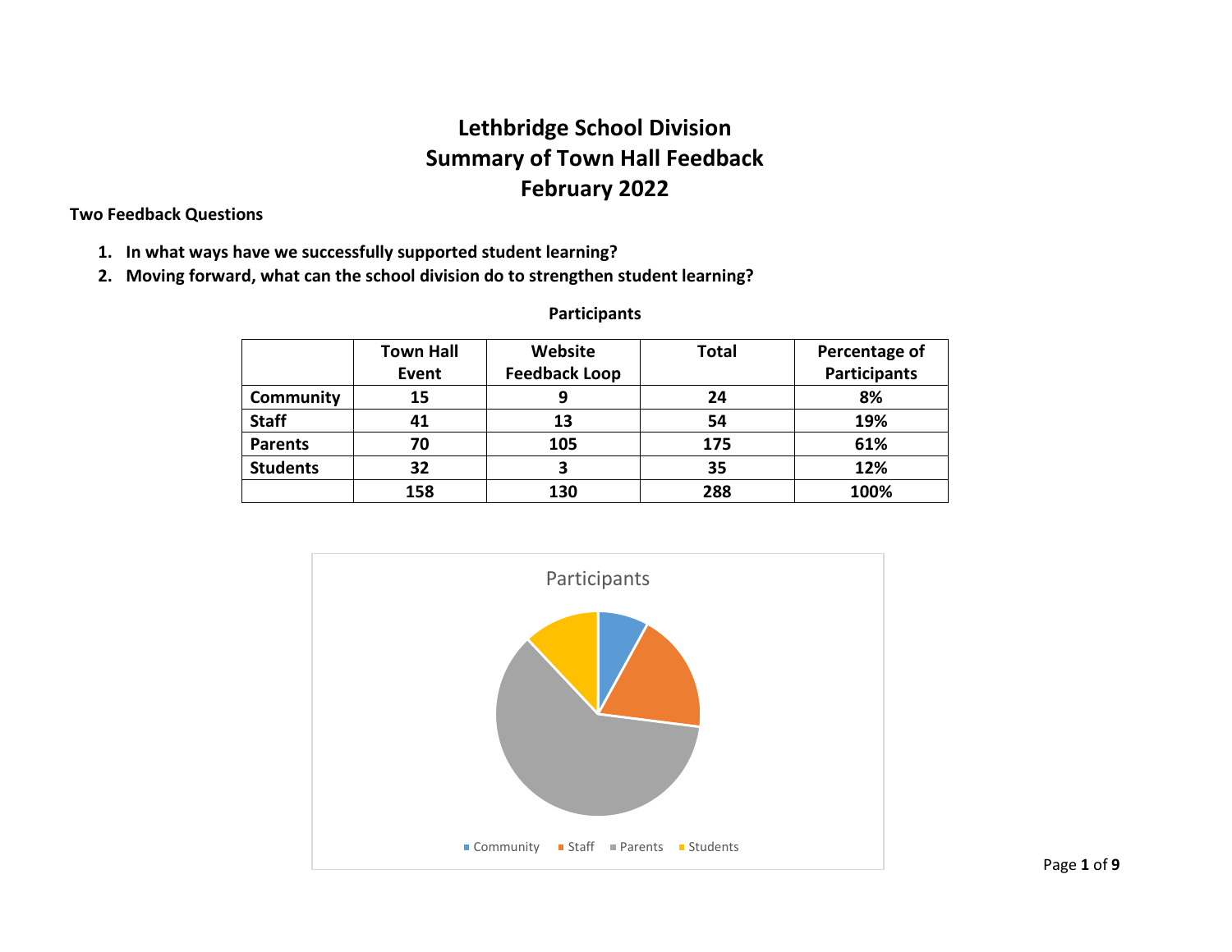# Lethbridge School Division
# Summary of Town Hall Feedback
# February 2022

**Two Feedback Questions**

1. **In what ways have we successfully supported student learning?**
2. **Moving forward, what can the school division do to strengthen student learning?**

**Participants**

| | Town Hall Event | Website Feedback Loop | Total | Percentage of Participants |
|---|---|---|---|---|
| **Community** | **15** | **9** | **24** | **8%** |
| **Staff** | **41** | **13** | **54** | **19%** |
| **Parents** | **70** | **105** | **175** | **61%** |
| **Students** | **32** | **3** | **35** | **12%** |
| | **158** | **130** | **288** | **100%** |

Participants

Community Staff Parents Students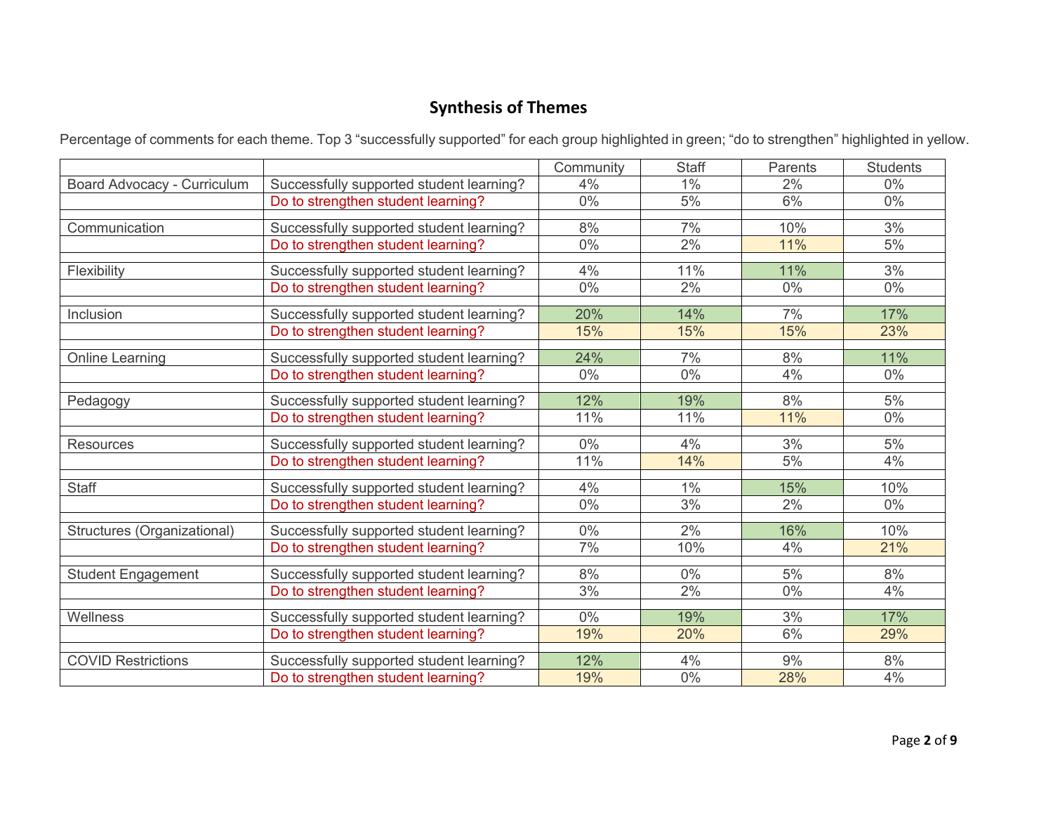## Synthesis of Themes

Percentage of comments for each theme. Top 3 "successfully supported" for each group highlighted in green; "do to strengthen" highlighted in yellow.

| | | Community | Staff | Parents | Students |
|---|---|---|---|---|---|
| Board Advocacy - Curriculum | Successfully supported student learning? | 4% | 1% | 2% | 0% |
| | Do to strengthen student learning? | 0% | 5% | 6% | 0% |
| Communication | Successfully supported student learning? | 8% | 7% | 10% | 3% |
| | Do to strengthen student learning? | 0% | 2% | 11% | 5% |
| Flexibility | Successfully supported student learning? | 4% | 11% | 11% | 3% |
| | Do to strengthen student learning? | 0% | 2% | 0% | 0% |
| Inclusion | Successfully supported student learning? | 20% | 14% | 7% | 17% |
| | Do to strengthen student learning? | 15% | 15% | 15% | 23% |
| Online Learning | Successfully supported student learning? | 24% | 7% | 8% | 11% |
| | Do to strengthen student learning? | 0% | 0% | 4% | 0% |
| Pedagogy | Successfully supported student learning? | 12% | 19% | 8% | 5% |
| | Do to strengthen student learning? | 11% | 11% | 11% | 0% |
| Resources | Successfully supported student learning? | 0% | 4% | 3% | 5% |
| | Do to strengthen student learning? | 11% | 14% | 5% | 4% |
| Staff | Successfully supported student learning? | 4% | 1% | 15% | 10% |
| | Do to strengthen student learning? | 0% | 3% | 2% | 0% |
| Structures (Organizational) | Successfully supported student learning? | 0% | 2% | 16% | 10% |
| | Do to strengthen student learning? | 7% | 10% | 4% | 21% |
| Student Engagement | Successfully supported student learning? | 8% | 0% | 5% | 8% |
| | Do to strengthen student learning? | 3% | 2% | 0% | 4% |
| Wellness | Successfully supported student learning? | 0% | 19% | 3% | 17% |
| | Do to strengthen student learning? | 19% | 20% | 6% | 29% |
| COVID Restrictions | Successfully supported student learning? | 12% | 4% | 9% | 8% |
| | Do to strengthen student learning? | 19% | 0% | 28% | 4% |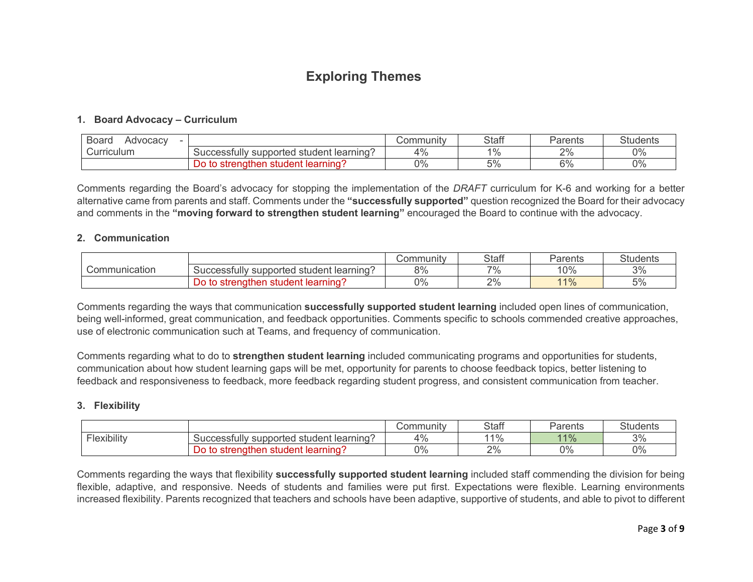# Exploring Themes

### 1. Board Advocacy – Curriculum

| Board Advocacy - Curriculum | | Community | Staff | Parents | Students |
|---|---|---|---|---|---|
| | Successfully supported student learning? | 4% | 1% | 2% | 0% |
| | Do to strengthen student learning? | 0% | 5% | 6% | 0% |

Comments regarding the Board's advocacy for stopping the implementation of the *DRAFT* curriculum for K-6 and working for a better alternative came from parents and staff. Comments under the **"successfully supported"** question recognized the Board for their advocacy and comments in the **"moving forward to strengthen student learning"** encouraged the Board to continue with the advocacy.

### 2. Communication

| | | Community | Staff | Parents | Students |
|---|---|---|---|---|---|
| Communication | Successfully supported student learning? | 8% | 7% | 10% | 3% |
| | Do to strengthen student learning? | 0% | 2% | 11% | 5% |

Comments regarding the ways that communication **successfully supported student learning** included open lines of communication, being well-informed, great communication, and feedback opportunities. Comments specific to schools commended creative approaches, use of electronic communication such at Teams, and frequency of communication.

Comments regarding what to do to **strengthen student learning** included communicating programs and opportunities for students, communication about how student learning gaps will be met, opportunity for parents to choose feedback topics, better listening to feedback and responsiveness to feedback, more feedback regarding student progress, and consistent communication from teacher.

### 3. Flexibility

| | | Community | Staff | Parents | Students |
|---|---|---|---|---|---|
| Flexibility | Successfully supported student learning? | 4% | 11% | 11% | 3% |
| | Do to strengthen student learning? | 0% | 2% | 0% | 0% |

Comments regarding the ways that flexibility **successfully supported student learning** included staff commending the division for being flexible, adaptive, and responsive. Needs of students and families were put first. Expectations were flexible. Learning environments increased flexibility. Parents recognized that teachers and schools have been adaptive, supportive of students, and able to pivot to different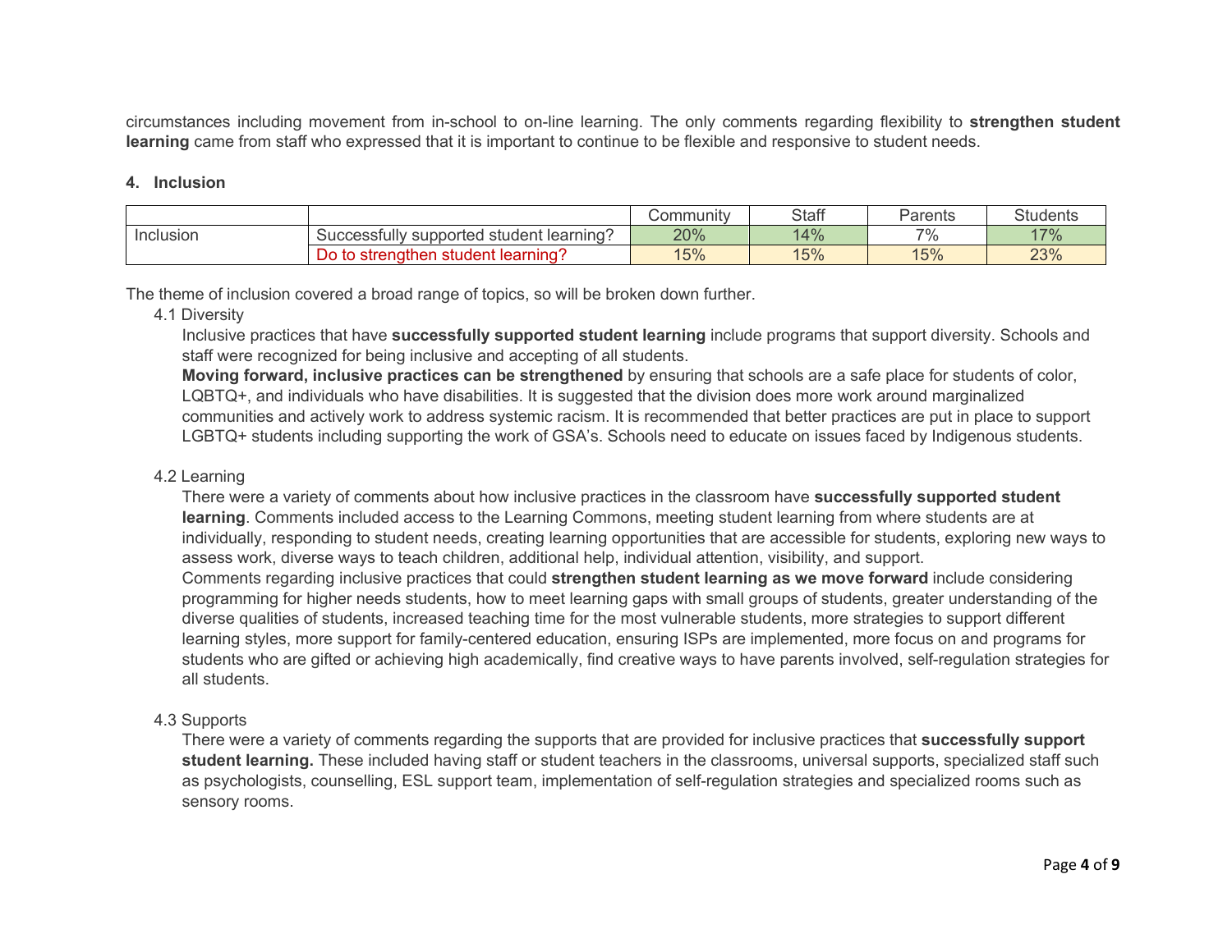circumstances including movement from in-school to on-line learning. The only comments regarding flexibility to **strengthen student learning** came from staff who expressed that it is important to continue to be flexible and responsive to student needs.

### 4. Inclusion

| | | Community | Staff | Parents | Students |
|---|---|---|---|---|---|
| Inclusion | Successfully supported student learning? | 20% | 14% | 7% | 17% |
| | Do to strengthen student learning? | 15% | 15% | 15% | 23% |

The theme of inclusion covered a broad range of topics, so will be broken down further.

4.1 Diversity

Inclusive practices that have **successfully supported student learning** include programs that support diversity. Schools and staff were recognized for being inclusive and accepting of all students.

**Moving forward, inclusive practices can be strengthened** by ensuring that schools are a safe place for students of color, LQBTQ+, and individuals who have disabilities. It is suggested that the division does more work around marginalized communities and actively work to address systemic racism. It is recommended that better practices are put in place to support LGBTQ+ students including supporting the work of GSA's. Schools need to educate on issues faced by Indigenous students.

4.2 Learning

There were a variety of comments about how inclusive practices in the classroom have **successfully supported student learning**. Comments included access to the Learning Commons, meeting student learning from where students are at individually, responding to student needs, creating learning opportunities that are accessible for students, exploring new ways to assess work, diverse ways to teach children, additional help, individual attention, visibility, and support.

Comments regarding inclusive practices that could **strengthen student learning as we move forward** include considering programming for higher needs students, how to meet learning gaps with small groups of students, greater understanding of the diverse qualities of students, increased teaching time for the most vulnerable students, more strategies to support different learning styles, more support for family-centered education, ensuring ISPs are implemented, more focus on and programs for students who are gifted or achieving high academically, find creative ways to have parents involved, self-regulation strategies for all students.

4.3 Supports

There were a variety of comments regarding the supports that are provided for inclusive practices that **successfully support student learning.** These included having staff or student teachers in the classrooms, universal supports, specialized staff such as psychologists, counselling, ESL support team, implementation of self-regulation strategies and specialized rooms such as sensory rooms.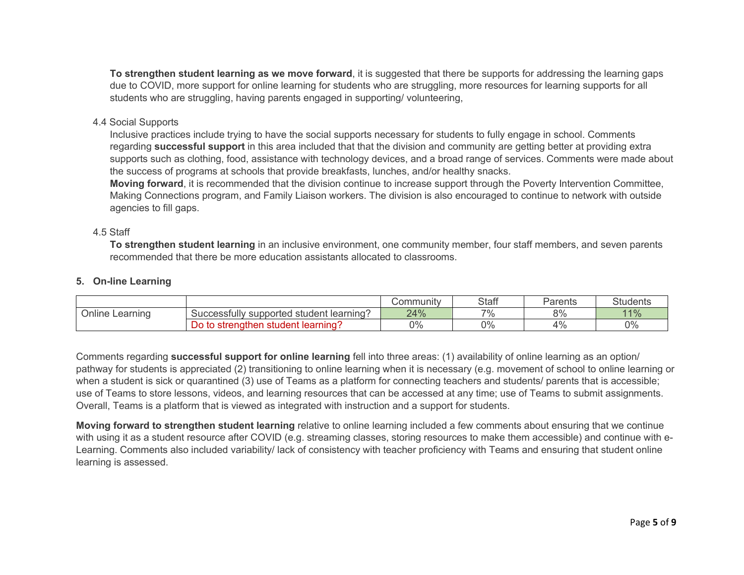**To strengthen student learning as we move forward**, it is suggested that there be supports for addressing the learning gaps due to COVID, more support for online learning for students who are struggling, more resources for learning supports for all students who are struggling, having parents engaged in supporting/ volunteering,

4.4 Social Supports

Inclusive practices include trying to have the social supports necessary for students to fully engage in school. Comments regarding **successful support** in this area included that that the division and community are getting better at providing extra supports such as clothing, food, assistance with technology devices, and a broad range of services. Comments were made about the success of programs at schools that provide breakfasts, lunches, and/or healthy snacks.

**Moving forward**, it is recommended that the division continue to increase support through the Poverty Intervention Committee, Making Connections program, and Family Liaison workers. The division is also encouraged to continue to network with outside agencies to fill gaps.

4.5 Staff

**To strengthen student learning** in an inclusive environment, one community member, four staff members, and seven parents recommended that there be more education assistants allocated to classrooms.

## 5. On-line Learning

| | | Community | Staff | Parents | Students |
|---|---|---|---|---|---|
| Online Learning | Successfully supported student learning? | 24% | 7% | 8% | 11% |
| | Do to strengthen student learning? | 0% | 0% | 4% | 0% |

Comments regarding **successful support for online learning** fell into three areas: (1) availability of online learning as an option/ pathway for students is appreciated (2) transitioning to online learning when it is necessary (e.g. movement of school to online learning or when a student is sick or quarantined (3) use of Teams as a platform for connecting teachers and students/ parents that is accessible; use of Teams to store lessons, videos, and learning resources that can be accessed at any time; use of Teams to submit assignments. Overall, Teams is a platform that is viewed as integrated with instruction and a support for students.

**Moving forward to strengthen student learning** relative to online learning included a few comments about ensuring that we continue with using it as a student resource after COVID (e.g. streaming classes, storing resources to make them accessible) and continue with e-Learning. Comments also included variability/ lack of consistency with teacher proficiency with Teams and ensuring that student online learning is assessed.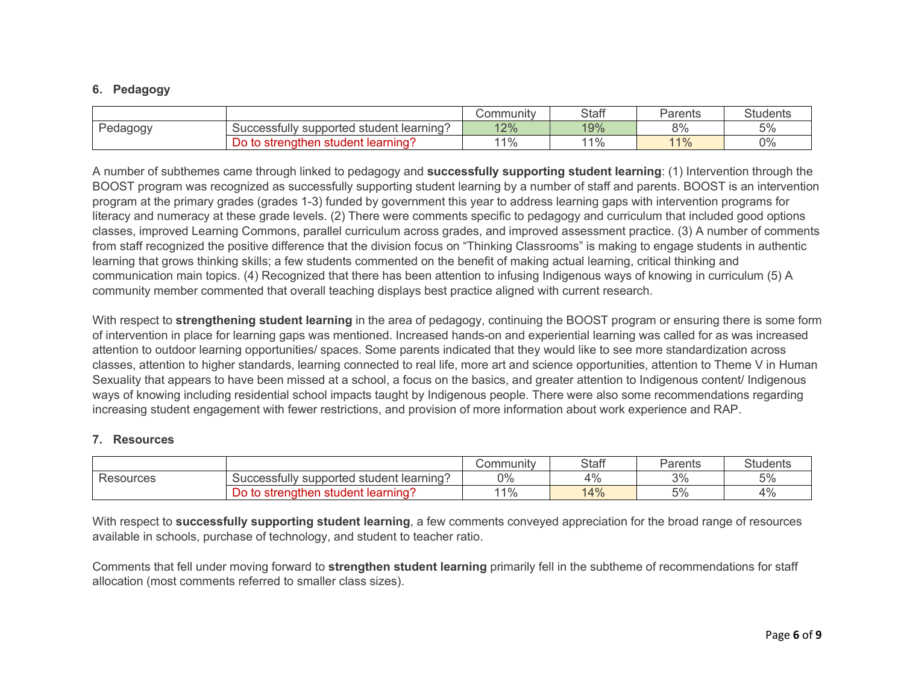### 6. Pedagogy

| | | Community | Staff | Parents | Students |
|---|---|---|---|---|---|
| Pedagogy | Successfully supported student learning? | 12% | 19% | 8% | 5% |
| | Do to strengthen student learning? | 11% | 11% | 11% | 0% |

A number of subthemes came through linked to pedagogy and **successfully supporting student learning**: (1) Intervention through the BOOST program was recognized as successfully supporting student learning by a number of staff and parents. BOOST is an intervention program at the primary grades (grades 1-3) funded by government this year to address learning gaps with intervention programs for literacy and numeracy at these grade levels. (2) There were comments specific to pedagogy and curriculum that included good options classes, improved Learning Commons, parallel curriculum across grades, and improved assessment practice. (3) A number of comments from staff recognized the positive difference that the division focus on "Thinking Classrooms" is making to engage students in authentic learning that grows thinking skills; a few students commented on the benefit of making actual learning, critical thinking and communication main topics. (4) Recognized that there has been attention to infusing Indigenous ways of knowing in curriculum (5) A community member commented that overall teaching displays best practice aligned with current research.

With respect to **strengthening student learning** in the area of pedagogy, continuing the BOOST program or ensuring there is some form of intervention in place for learning gaps was mentioned. Increased hands-on and experiential learning was called for as was increased attention to outdoor learning opportunities/ spaces. Some parents indicated that they would like to see more standardization across classes, attention to higher standards, learning connected to real life, more art and science opportunities, attention to Theme V in Human Sexuality that appears to have been missed at a school, a focus on the basics, and greater attention to Indigenous content/ Indigenous ways of knowing including residential school impacts taught by Indigenous people. There were also some recommendations regarding increasing student engagement with fewer restrictions, and provision of more information about work experience and RAP.

### 7. Resources

| | | Community | Staff | Parents | Students |
|---|---|---|---|---|---|
| Resources | Successfully supported student learning? | 0% | 4% | 3% | 5% |
| | Do to strengthen student learning? | 11% | 14% | 5% | 4% |

With respect to **successfully supporting student learning**, a few comments conveyed appreciation for the broad range of resources available in schools, purchase of technology, and student to teacher ratio.

Comments that fell under moving forward to **strengthen student learning** primarily fell in the subtheme of recommendations for staff allocation (most comments referred to smaller class sizes).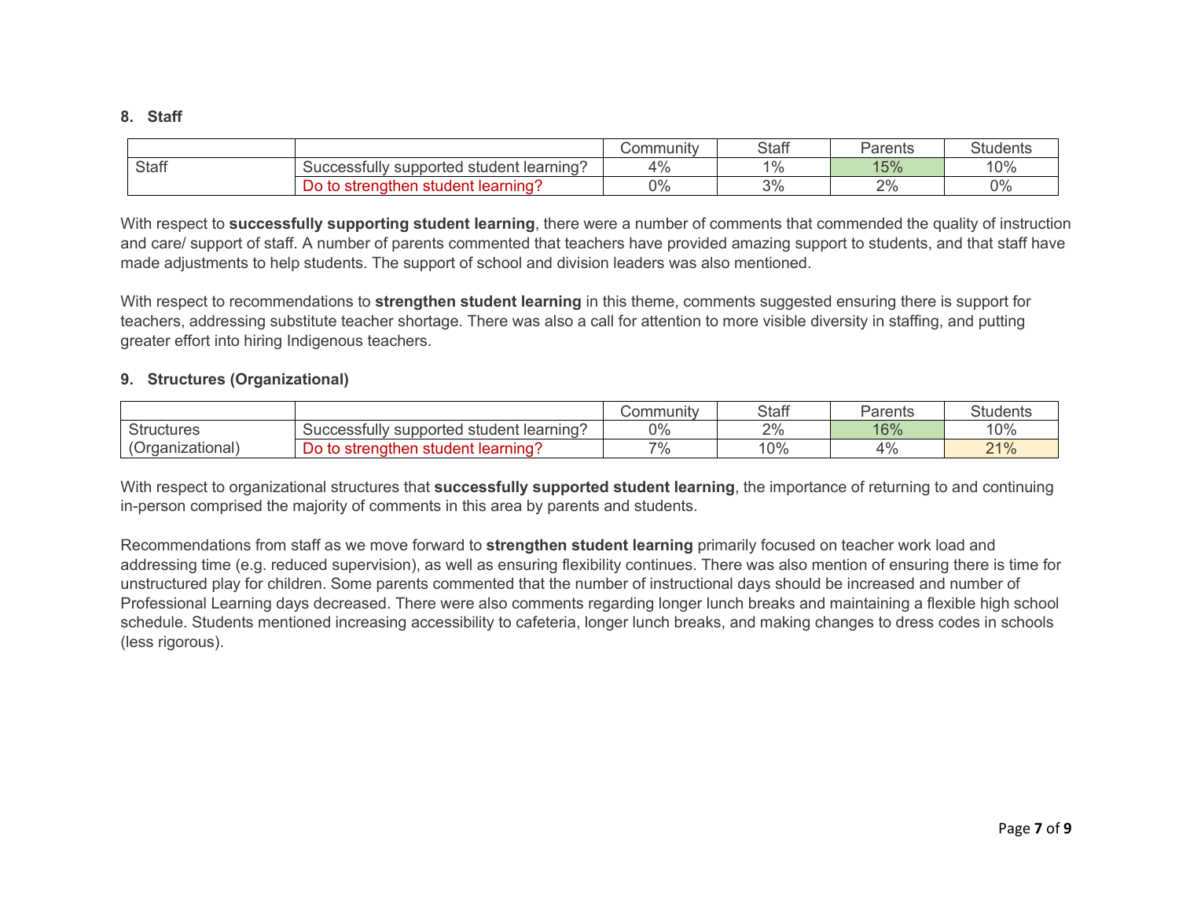**8. Staff**

| | | Community | Staff | Parents | Students |
|---|---|---|---|---|---|
| Staff | Successfully supported student learning? | 4% | 1% | 15% | 10% |
| | Do to strengthen student learning? | 0% | 3% | 2% | 0% |

With respect to **successfully supporting student learning**, there were a number of comments that commended the quality of instruction and care/ support of staff. A number of parents commented that teachers have provided amazing support to students, and that staff have made adjustments to help students. The support of school and division leaders was also mentioned.

With respect to recommendations to **strengthen student learning** in this theme, comments suggested ensuring there is support for teachers, addressing substitute teacher shortage. There was also a call for attention to more visible diversity in staffing, and putting greater effort into hiring Indigenous teachers.

**9. Structures (Organizational)**

| | | Community | Staff | Parents | Students |
|---|---|---|---|---|---|
| Structures (Organizational) | Successfully supported student learning? | 0% | 2% | 16% | 10% |
| | Do to strengthen student learning? | 7% | 10% | 4% | 21% |

With respect to organizational structures that **successfully supported student learning**, the importance of returning to and continuing in-person comprised the majority of comments in this area by parents and students.

Recommendations from staff as we move forward to **strengthen student learning** primarily focused on teacher work load and addressing time (e.g. reduced supervision), as well as ensuring flexibility continues. There was also mention of ensuring there is time for unstructured play for children. Some parents commented that the number of instructional days should be increased and number of Professional Learning days decreased. There were also comments regarding longer lunch breaks and maintaining a flexible high school schedule. Students mentioned increasing accessibility to cafeteria, longer lunch breaks, and making changes to dress codes in schools (less rigorous).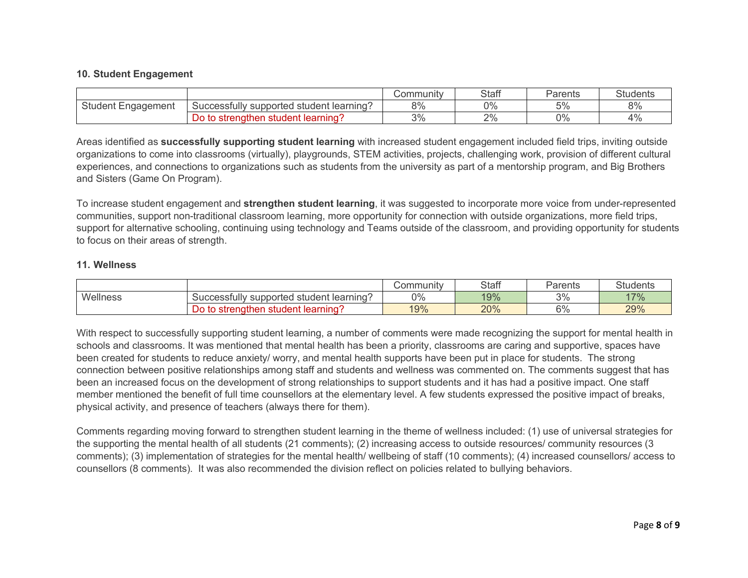#### 10. Student Engagement

| | | Community | Staff | Parents | Students |
|---|---|---|---|---|---|
| Student Engagement | Successfully supported student learning? | 8% | 0% | 5% | 8% |
| | Do to strengthen student learning? | 3% | 2% | 0% | 4% |

Areas identified as **successfully supporting student learning** with increased student engagement included field trips, inviting outside organizations to come into classrooms (virtually), playgrounds, STEM activities, projects, challenging work, provision of different cultural experiences, and connections to organizations such as students from the university as part of a mentorship program, and Big Brothers and Sisters (Game On Program).

To increase student engagement and **strengthen student learning**, it was suggested to incorporate more voice from under-represented communities, support non-traditional classroom learning, more opportunity for connection with outside organizations, more field trips, support for alternative schooling, continuing using technology and Teams outside of the classroom, and providing opportunity for students to focus on their areas of strength.

#### 11. Wellness

| | | Community | Staff | Parents | Students |
|---|---|---|---|---|---|
| Wellness | Successfully supported student learning? | 0% | 19% | 3% | 17% |
| | Do to strengthen student learning? | 19% | 20% | 6% | 29% |

With respect to successfully supporting student learning, a number of comments were made recognizing the support for mental health in schools and classrooms. It was mentioned that mental health has been a priority, classrooms are caring and supportive, spaces have been created for students to reduce anxiety/ worry, and mental health supports have been put in place for students. The strong connection between positive relationships among staff and students and wellness was commented on. The comments suggest that has been an increased focus on the development of strong relationships to support students and it has had a positive impact. One staff member mentioned the benefit of full time counsellors at the elementary level. A few students expressed the positive impact of breaks, physical activity, and presence of teachers (always there for them).

Comments regarding moving forward to strengthen student learning in the theme of wellness included: (1) use of universal strategies for the supporting the mental health of all students (21 comments); (2) increasing access to outside resources/ community resources (3 comments); (3) implementation of strategies for the mental health/ wellbeing of staff (10 comments); (4) increased counsellors/ access to counsellors (8 comments). It was also recommended the division reflect on policies related to bullying behaviors.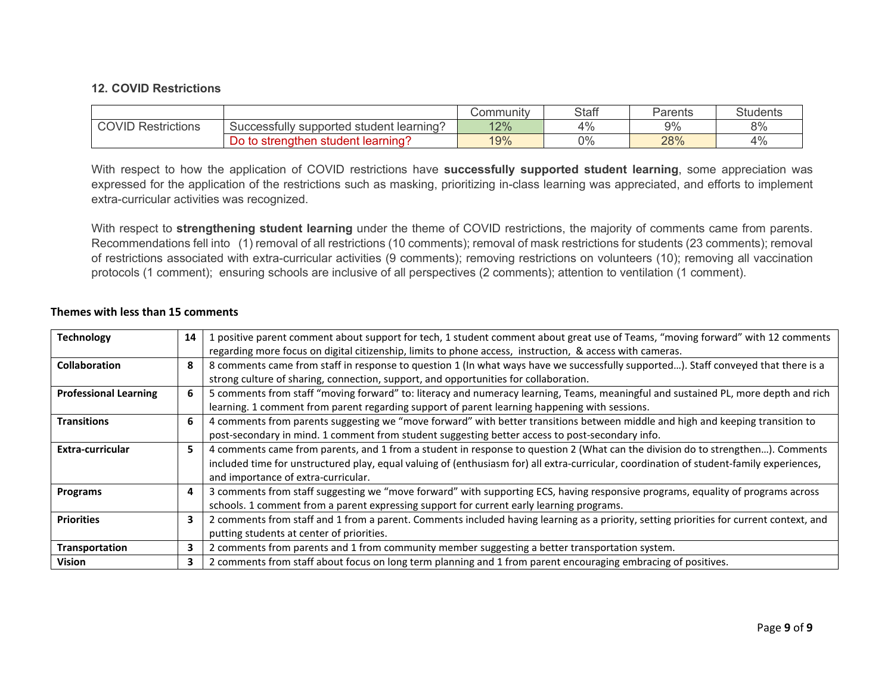### 12. COVID Restrictions

| | | Community | Staff | Parents | Students |
|---|---|---|---|---|---|
| COVID Restrictions | Successfully supported student learning? | 12% | 4% | 9% | 8% |
| | Do to strengthen student learning? | 19% | 0% | 28% | 4% |

With respect to how the application of COVID restrictions have **successfully supported student learning**, some appreciation was expressed for the application of the restrictions such as masking, prioritizing in-class learning was appreciated, and efforts to implement extra-curricular activities was recognized.

With respect to **strengthening student learning** under the theme of COVID restrictions, the majority of comments came from parents. Recommendations fell into (1) removal of all restrictions (10 comments); removal of mask restrictions for students (23 comments); removal of restrictions associated with extra-curricular activities (9 comments); removing restrictions on volunteers (10); removing all vaccination protocols (1 comment); ensuring schools are inclusive of all perspectives (2 comments); attention to ventilation (1 comment).

**Themes with less than 15 comments**

| | | |
|---|---|---|
| **Technology** | **14** | 1 positive parent comment about support for tech, 1 student comment about great use of Teams, "moving forward" with 12 comments regarding more focus on digital citizenship, limits to phone access, instruction, & access with cameras. |
| **Collaboration** | **8** | 8 comments came from staff in response to question 1 (In what ways have we successfully supported…). Staff conveyed that there is a strong culture of sharing, connection, support, and opportunities for collaboration. |
| **Professional Learning** | **6** | 5 comments from staff "moving forward" to: literacy and numeracy learning, Teams, meaningful and sustained PL, more depth and rich learning. 1 comment from parent regarding support of parent learning happening with sessions. |
| **Transitions** | **6** | 4 comments from parents suggesting we "move forward" with better transitions between middle and high and keeping transition to post-secondary in mind. 1 comment from student suggesting better access to post-secondary info. |
| **Extra-curricular** | **5** | 4 comments came from parents, and 1 from a student in response to question 2 (What can the division do to strengthen…). Comments included time for unstructured play, equal valuing of (enthusiasm for) all extra-curricular, coordination of student-family experiences, and importance of extra-curricular. |
| **Programs** | **4** | 3 comments from staff suggesting we "move forward" with supporting ECS, having responsive programs, equality of programs across schools. 1 comment from a parent expressing support for current early learning programs. |
| **Priorities** | **3** | 2 comments from staff and 1 from a parent. Comments included having learning as a priority, setting priorities for current context, and putting students at center of priorities. |
| **Transportation** | **3** | 2 comments from parents and 1 from community member suggesting a better transportation system. |
| **Vision** | **3** | 2 comments from staff about focus on long term planning and 1 from parent encouraging embracing of positives. |